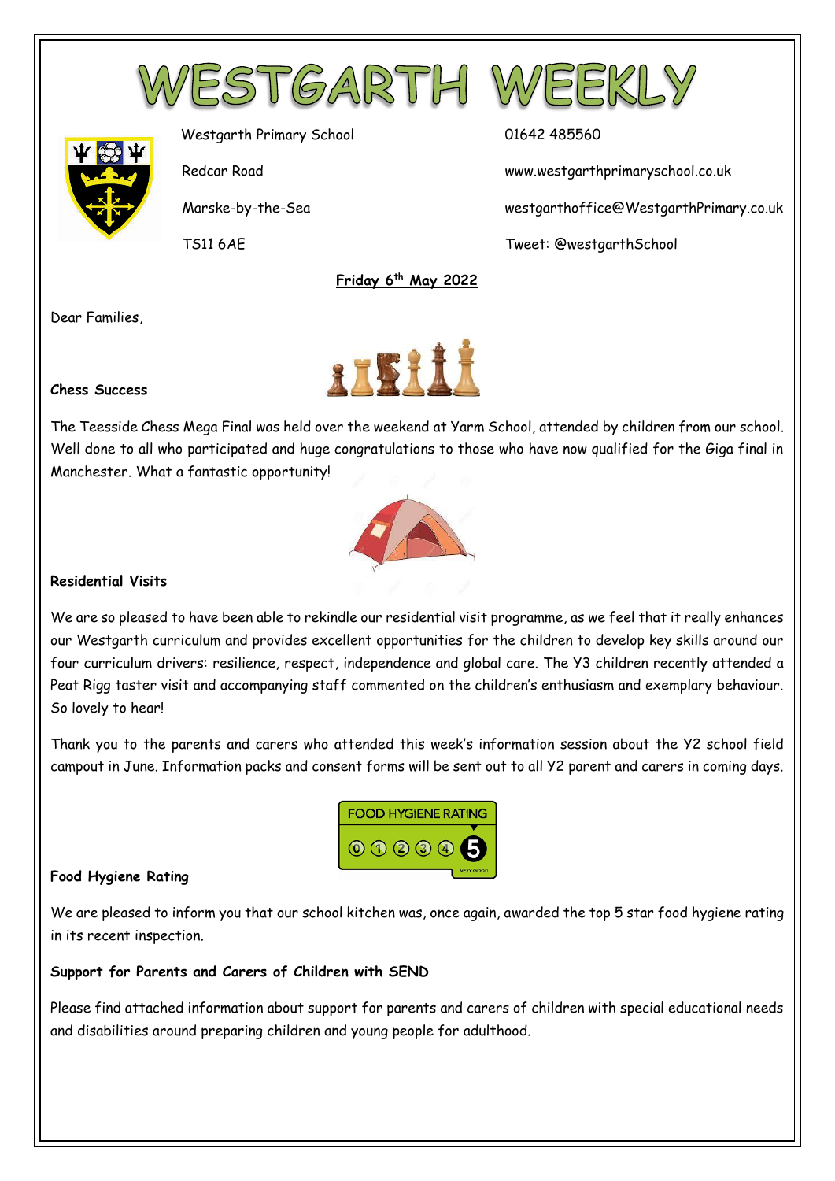# WESTGARTH WEEKLY

Westgarth Primary School
Redcar Road
Marske-by-the-Sea
TS11 6AE

01642 485560
www.westgarthprimaryschool.co.uk
westgarthoffice@WestgarthPrimary.co.uk
Tweet: @westgarthSchool

**Friday 6th May 2022**

Dear Families,

**Chess Success**

The Teesside Chess Mega Final was held over the weekend at Yarm School, attended by children from our school. Well done to all who participated and huge congratulations to those who have now qualified for the Giga final in Manchester. What a fantastic opportunity!

**Residential Visits**

We are so pleased to have been able to rekindle our residential visit programme, as we feel that it really enhances our Westgarth curriculum and provides excellent opportunities for the children to develop key skills around our four curriculum drivers: resilience, respect, independence and global care. The Y3 children recently attended a Peat Rigg taster visit and accompanying staff commented on the children's enthusiasm and exemplary behaviour. So lovely to hear!

Thank you to the parents and carers who attended this week's information session about the Y2 school field campout in June. Information packs and consent forms will be sent out to all Y2 parent and carers in coming days.

**Food Hygiene Rating**

We are pleased to inform you that our school kitchen was, once again, awarded the top 5 star food hygiene rating in its recent inspection.

**Support for Parents and Carers of Children with SEND**

Please find attached information about support for parents and carers of children with special educational needs and disabilities around preparing children and young people for adulthood.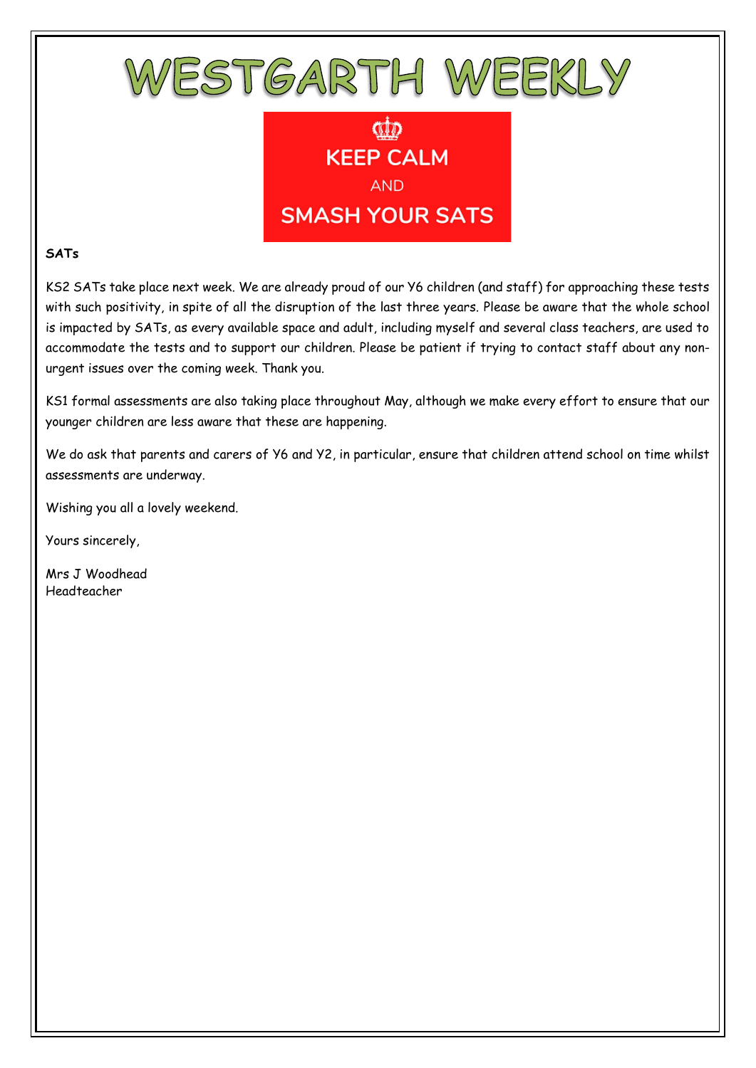# WESTGARTH WEEKLY

KEEP CALM

AND

SMASH YOUR SATS

**SATs**

KS2 SATs take place next week. We are already proud of our Y6 children (and staff) for approaching these tests with such positivity, in spite of all the disruption of the last three years. Please be aware that the whole school is impacted by SATs, as every available space and adult, including myself and several class teachers, are used to accommodate the tests and to support our children. Please be patient if trying to contact staff about any non-urgent issues over the coming week. Thank you.

KS1 formal assessments are also taking place throughout May, although we make every effort to ensure that our younger children are less aware that these are happening.

We do ask that parents and carers of Y6 and Y2, in particular, ensure that children attend school on time whilst assessments are underway.

Wishing you all a lovely weekend.

Yours sincerely,

Mrs J Woodhead
Headteacher